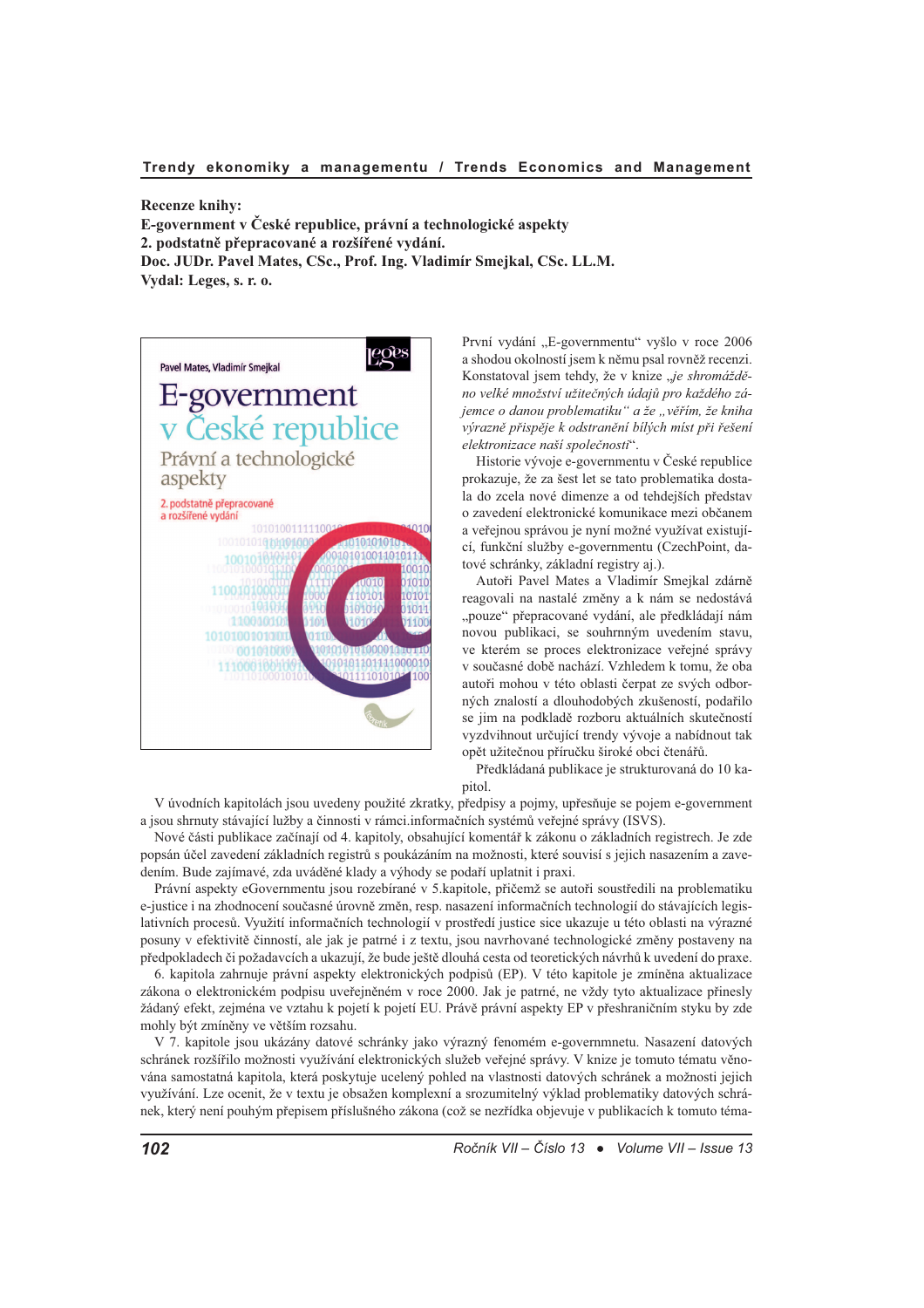**Recenze knihy:**
**E-government v České republice, právní a technologické aspekty**
**2. podstatně přepracované a rozšířené vydání.**
**Doc. JUDr. Pavel Mates, CSc., Prof. Ing. Vladimír Smejkal, CSc. LL.M.**
**Vydal: Leges, s. r. o.**

První vydání „E-governmentu" vyšlo v roce 2006 a shodou okolností jsem k němu psal rovněž recenzi. Konstatoval jsem tehdy, že v knize *„je shromážděno velké množství užitečných údajů pro každého zájemce o danou problematiku" a že „věřím, že kniha výrazně přispěje k odstranění bílých míst při řešení elektronizace naší společnosti*".

Historie vývoje e-governmentu v České republice prokazuje, že za šest let se tato problematika dostala do zcela nové dimenze a od tehdejších představ o zavedení elektronické komunikace mezi občanem a veřejnou správou je nyní možné využívat existující, funkční služby e-governmentu (CzechPoint, datové schránky, základní registry aj.).

Autoři Pavel Mates a Vladimír Smejkal zdárně reagovali na nastalé změny a k nám se nedostává „pouze" přepracované vydání, ale předkládají nám novou publikaci, se souhrnným uvedením stavu, ve kterém se proces elektronizace veřejné správy v současné době nachází. Vzhledem k tomu, že oba autoři mohou v této oblasti čerpat ze svých odborných znalostí a dlouhodobých zkušeností, podařilo se jim na podkladě rozboru aktuálních skutečností vyzdvihnout určující trendy vývoje a nabídnout tak opět užitečnou příručku široké obci čtenářů.

Předkládaná publikace je strukturovaná do 10 kapitol.

V úvodních kapitolách jsou uvedeny použité zkratky, předpisy a pojmy, upřesňuje se pojem e-government a jsou shrnuty stávající lužby a činnosti v rámci.informačních systémů veřejné správy (ISVS).

Nové části publikace začínají od 4. kapitoly, obsahující komentář k zákonu o základních registrech. Je zde popsán účel zavedení základních registrů s poukázáním na možnosti, které souvisí s jejich nasazením a zavedením. Bude zajímavé, zda uváděné klady a výhody se podaří uplatnit i praxi.

Právní aspekty eGovernmentu jsou rozebírané v 5.kapitole, přičemž se autoři soustředili na problematiku e-justice i na zhodnocení současné úrovně změn, resp. nasazení informačních technologií do stávajících legislativních procesů. Využití informačních technologií v prostředí justice sice ukazuje u této oblasti na výrazné posuny v efektivitě činností, ale jak je patrné i z textu, jsou navrhované technologické změny postaveny na předpokladech či požadavcích a ukazují, že bude ještě dlouhá cesta od teoretických návrhů k uvedení do praxe.

6. kapitola zahrnuje právní aspekty elektronických podpisů (EP). V této kapitole je zmíněna aktualizace zákona o elektronickém podpisu uveřejněném v roce 2000. Jak je patrné, ne vždy tyto aktualizace přinesly žádaný efekt, zejména ve vztahu k pojetí k pojetí EU. Právě právní aspekty EP v přeshraničním styku by zde mohly být zmíněny ve větším rozsahu.

V 7. kapitole jsou ukázány datové schránky jako výrazný fenomém e-governmnetu. Nasazení datových schránek rozšířilo možnosti využívání elektronických služeb veřejné správy. V knize je tomuto tématu věnována samostatná kapitola, která poskytuje ucelený pohled na vlastnosti datových schránek a možnosti jejich využívání. Lze ocenit, že v textu je obsažen komplexní a srozumitelný výklad problematiky datových schránek, který není pouhým přepisem příslušného zákona (což se nezřídka objevuje v publikacích k tomuto téma-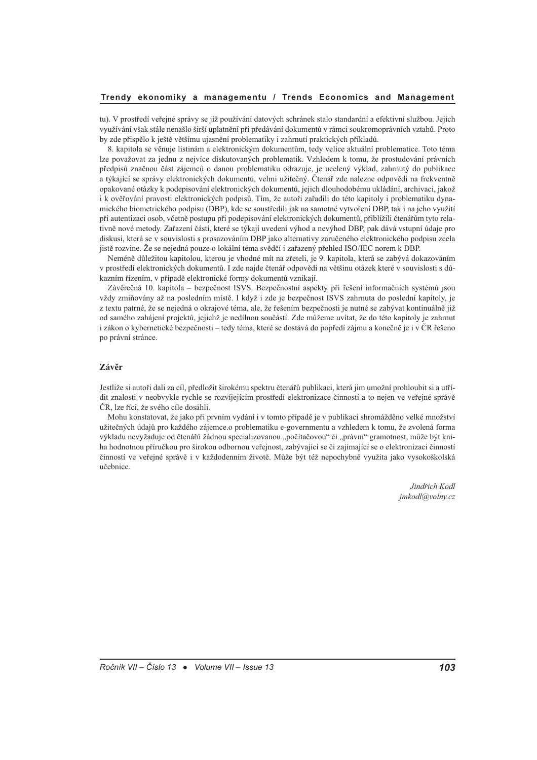tu). V prostředí veřejné správy se již používání datových schránek stalo standardní a efektivní službou. Jejich využívání však stále nenašlo širší uplatnění při předávání dokumentů v rámci soukromoprávních vztahů. Proto by zde přispělo k ještě většímu ujasnění problematiky i zahrnutí praktických příkladů.

8. kapitola se věnuje listinám a elektronickým dokumentům, tedy velice aktuální problematice. Toto téma lze považovat za jednu z nejvíce diskutovaných problematik. Vzhledem k tomu, že prostudování právních předpisů značnou část zájemců o danou problematiku odrazuje, je ucelený výklad, zahrnutý do publikace a týkající se správy elektronických dokumentů, velmi užitečný. Čtenář zde nalezne odpovědi na frekventně opakované otázky k podepisování elektronických dokumentů, jejich dlouhodobému ukládání, archivaci, jakož i k ověřování pravosti elektronických podpisů. Tím, že autoři zařadili do této kapitoly i problematiku dynamického biometrického podpisu (DBP), kde se soustředili jak na samotné vytvoření DBP, tak i na jeho využití při autentizaci osob, včetně postupu při podepisování elektronických dokumentů, přiblížili čtenářům tyto relativně nové metody. Zařazení částí, které se týkají uvedení výhod a nevýhod DBP, pak dává vstupní údaje pro diskusi, která se v souvislosti s prosazováním DBP jako alternativy zaručeného elektronického podpisu zcela jistě rozvine. Že se nejedná pouze o lokální téma svědčí i zařazený přehled ISO/IEC norem k DBP.

Neméně důležitou kapitolou, kterou je vhodné mít na zřeteli, je 9. kapitola, která se zabývá dokazováním v prostředí elektronických dokumentů. I zde najde čtenář odpovědi na většinu otázek které v souvislosti s důkazním řízením, v případě elektronické formy dokumentů vznikají.

Závěrečná 10. kapitola – bezpečnost ISVS. Bezpečnostní aspekty při řešení informačních systémů jsou vždy zmiňovány až na posledním místě. I když i zde je bezpečnost ISVS zahrnuta do poslední kapitoly, je z textu patrné, že se nejedná o okrajové téma, ale, že řešením bezpečnosti je nutné se zabývat kontinuálně již od samého zahájení projektů, jejichž je nedílnou součástí. Zde můžeme uvítat, že do této kapitoly je zahrnut i zákon o kybernetické bezpečnosti – tedy téma, které se dostává do popředí zájmu a konečně je i v ČR řešeno po právní stránce.

## Závěr

Jestliže si autoři dali za cíl, předložit širokému spektru čtenářů publikaci, která jim umožní prohloubit si a utřídit znalosti v neobvykle rychle se rozvíjejícím prostředí elektronizace činností a to nejen ve veřejné správě ČR, lze říci, že svého cíle dosáhli.

Mohu konstatovat, že jako při prvním vydání i v tomto případě je v publikaci shromážděno velké množství užitečných údajů pro každého zájemce.o problematiku e-governmentu a vzhledem k tomu, že zvolená forma výkladu nevyžaduje od čtenářů žádnou specializovanou „počítačovou“ či „právní“ gramotnost, může být kniha hodnotnou příručkou pro širokou odbornou veřejnost, zabývající se či zajímající se o elektronizaci činností činností ve veřejné správě i v každodenním životě. Může být též nepochybně využita jako vysokoškolská učebnice.

*Jindřich Kodl*
*jmkodl@volny.cz*